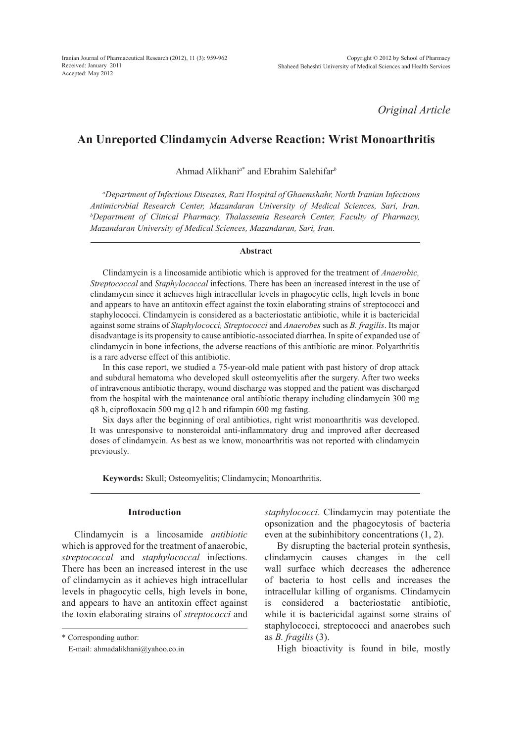Original Article

# An Unreported Clindamycin Adverse Reaction: Wrist Monoarthritis

Ahmad Alikhani[a*] and Ebrahim Salehifar[b]

[a]*Department of Infectious Diseases, Razi Hospital of Ghaemshahr, North Iranian Infectious Antimicrobial Research Center, Mazandaran University of Medical Sciences, Sari, Iran.* [b]*Department of Clinical Pharmacy, Thalassemia Research Center, Faculty of Pharmacy, Mazandaran University of Medical Sciences, Mazandaran, Sari, Iran.*

## Abstract

Clindamycin is a lincosamide antibiotic which is approved for the treatment of *Anaerobic, Streptococcal* and *Staphylococcal* infections. There has been an increased interest in the use of clindamycin since it achieves high intracellular levels in phagocytic cells, high levels in bone and appears to have an antitoxin effect against the toxin elaborating strains of streptococci and staphylococci. Clindamycin is considered as a bacteriostatic antibiotic, while it is bactericidal against some strains of *Staphylococci, Streptococci* and *Anaerobes* such as *B. fragilis*. Its major disadvantage is its propensity to cause antibiotic-associated diarrhea. In spite of expanded use of clindamycin in bone infections, the adverse reactions of this antibiotic are minor. Polyarthritis is a rare adverse effect of this antibiotic.

In this case report, we studied a 75-year-old male patient with past history of drop attack and subdural hematoma who developed skull osteomyelitis after the surgery. After two weeks of intravenous antibiotic therapy, wound discharge was stopped and the patient was discharged from the hospital with the maintenance oral antibiotic therapy including clindamycin 300 mg q8 h, ciprofloxacin 500 mg q12 h and rifampin 600 mg fasting.

Six days after the beginning of oral antibiotics, right wrist monoarthritis was developed. It was unresponsive to nonsteroidal anti-inflammatory drug and improved after decreased doses of clindamycin. As best as we know, monoarthritis was not reported with clindamycin previously.

**Keywords:** Skull; Osteomyelitis; Clindamycin; Monoarthritis.

## Introduction

Clindamycin is a lincosamide *antibiotic* which is approved for the treatment of anaerobic, *streptococcal* and *staphylococcal* infections. There has been an increased interest in the use of clindamycin as it achieves high intracellular levels in phagocytic cells, high levels in bone, and appears to have an antitoxin effect against the toxin elaborating strains of *streptococci* and *staphylococci.* Clindamycin may potentiate the opsonization and the phagocytosis of bacteria even at the subinhibitory concentrations (1, 2).

By disrupting the bacterial protein synthesis, clindamycin causes changes in the cell wall surface which decreases the adherence of bacteria to host cells and increases the intracellular killing of organisms. Clindamycin is considered a bacteriostatic antibiotic, while it is bactericidal against some strains of staphylococci, streptococci and anaerobes such as *B. fragilis* (3).

High bioactivity is found in bile, mostly

\* Corresponding author:

E-mail: ahmadalikhani@yahoo.co.in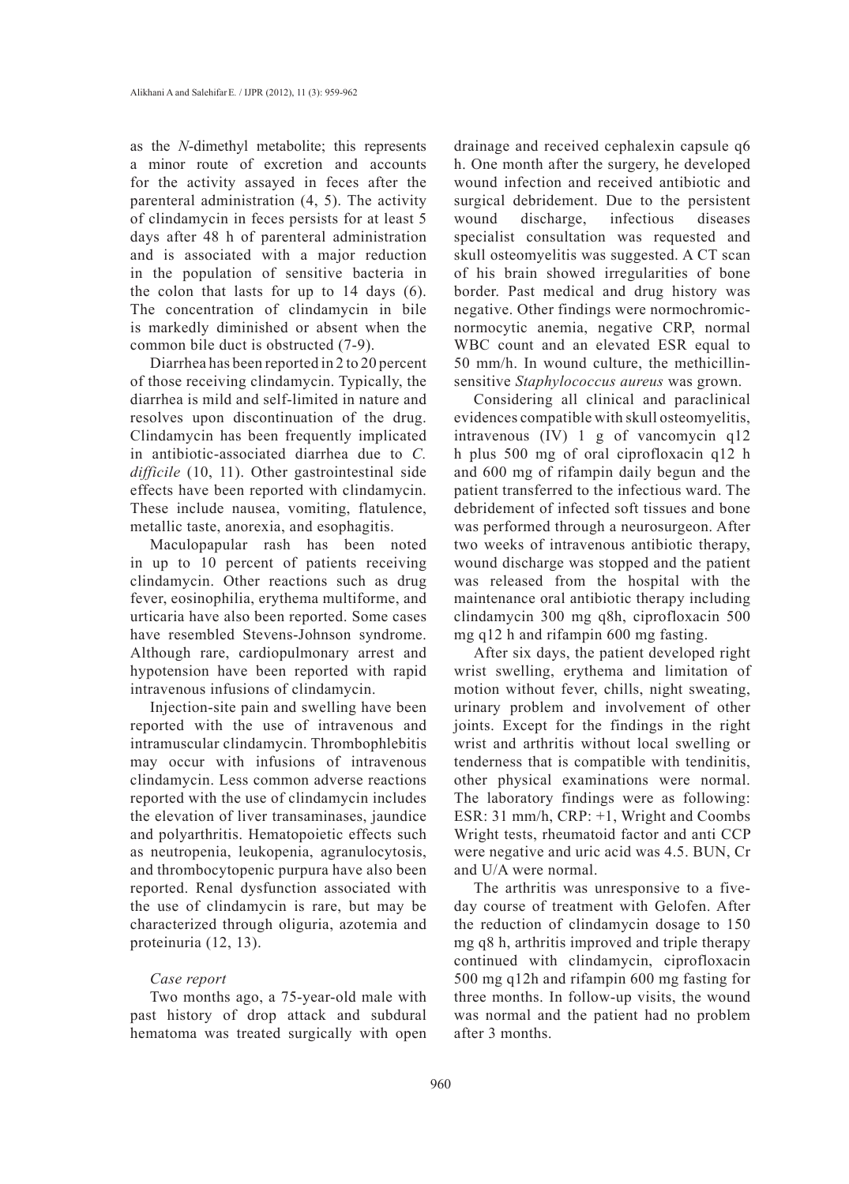as the *N*-dimethyl metabolite; this represents a minor route of excretion and accounts for the activity assayed in feces after the parenteral administration (4, 5). The activity of clindamycin in feces persists for at least 5 days after 48 h of parenteral administration and is associated with a major reduction in the population of sensitive bacteria in the colon that lasts for up to 14 days (6). The concentration of clindamycin in bile is markedly diminished or absent when the common bile duct is obstructed (7-9).

Diarrhea has been reported in 2 to 20 percent of those receiving clindamycin. Typically, the diarrhea is mild and self-limited in nature and resolves upon discontinuation of the drug. Clindamycin has been frequently implicated in antibiotic-associated diarrhea due to *C. difficile* (10, 11). Other gastrointestinal side effects have been reported with clindamycin. These include nausea, vomiting, flatulence, metallic taste, anorexia, and esophagitis.

Maculopapular rash has been noted in up to 10 percent of patients receiving clindamycin. Other reactions such as drug fever, eosinophilia, erythema multiforme, and urticaria have also been reported. Some cases have resembled Stevens-Johnson syndrome. Although rare, cardiopulmonary arrest and hypotension have been reported with rapid intravenous infusions of clindamycin.

Injection-site pain and swelling have been reported with the use of intravenous and intramuscular clindamycin. Thrombophlebitis may occur with infusions of intravenous clindamycin. Less common adverse reactions reported with the use of clindamycin includes the elevation of liver transaminases, jaundice and polyarthritis. Hematopoietic effects such as neutropenia, leukopenia, agranulocytosis, and thrombocytopenic purpura have also been reported. Renal dysfunction associated with the use of clindamycin is rare, but may be characterized through oliguria, azotemia and proteinuria (12, 13).

*Case report*

Two months ago, a 75-year-old male with past history of drop attack and subdural hematoma was treated surgically with open drainage and received cephalexin capsule q6 h. One month after the surgery, he developed wound infection and received antibiotic and surgical debridement. Due to the persistent wound discharge, infectious diseases specialist consultation was requested and skull osteomyelitis was suggested. A CT scan of his brain showed irregularities of bone border. Past medical and drug history was negative. Other findings were normochromic-normocytic anemia, negative CRP, normal WBC count and an elevated ESR equal to 50 mm/h. In wound culture, the methicillin-sensitive *Staphylococcus aureus* was grown.

Considering all clinical and paraclinical evidences compatible with skull osteomyelitis, intravenous (IV) 1 g of vancomycin q12 h plus 500 mg of oral ciprofloxacin q12 h and 600 mg of rifampin daily begun and the patient transferred to the infectious ward. The debridement of infected soft tissues and bone was performed through a neurosurgeon. After two weeks of intravenous antibiotic therapy, wound discharge was stopped and the patient was released from the hospital with the maintenance oral antibiotic therapy including clindamycin 300 mg q8h, ciprofloxacin 500 mg q12 h and rifampin 600 mg fasting.

After six days, the patient developed right wrist swelling, erythema and limitation of motion without fever, chills, night sweating, urinary problem and involvement of other joints. Except for the findings in the right wrist and arthritis without local swelling or tenderness that is compatible with tendinitis, other physical examinations were normal. The laboratory findings were as following: ESR: 31 mm/h, CRP: +1, Wright and Coombs Wright tests, rheumatoid factor and anti CCP were negative and uric acid was 4.5. BUN, Cr and U/A were normal.

The arthritis was unresponsive to a five-day course of treatment with Gelofen. After the reduction of clindamycin dosage to 150 mg q8 h, arthritis improved and triple therapy continued with clindamycin, ciprofloxacin 500 mg q12h and rifampin 600 mg fasting for three months. In follow-up visits, the wound was normal and the patient had no problem after 3 months.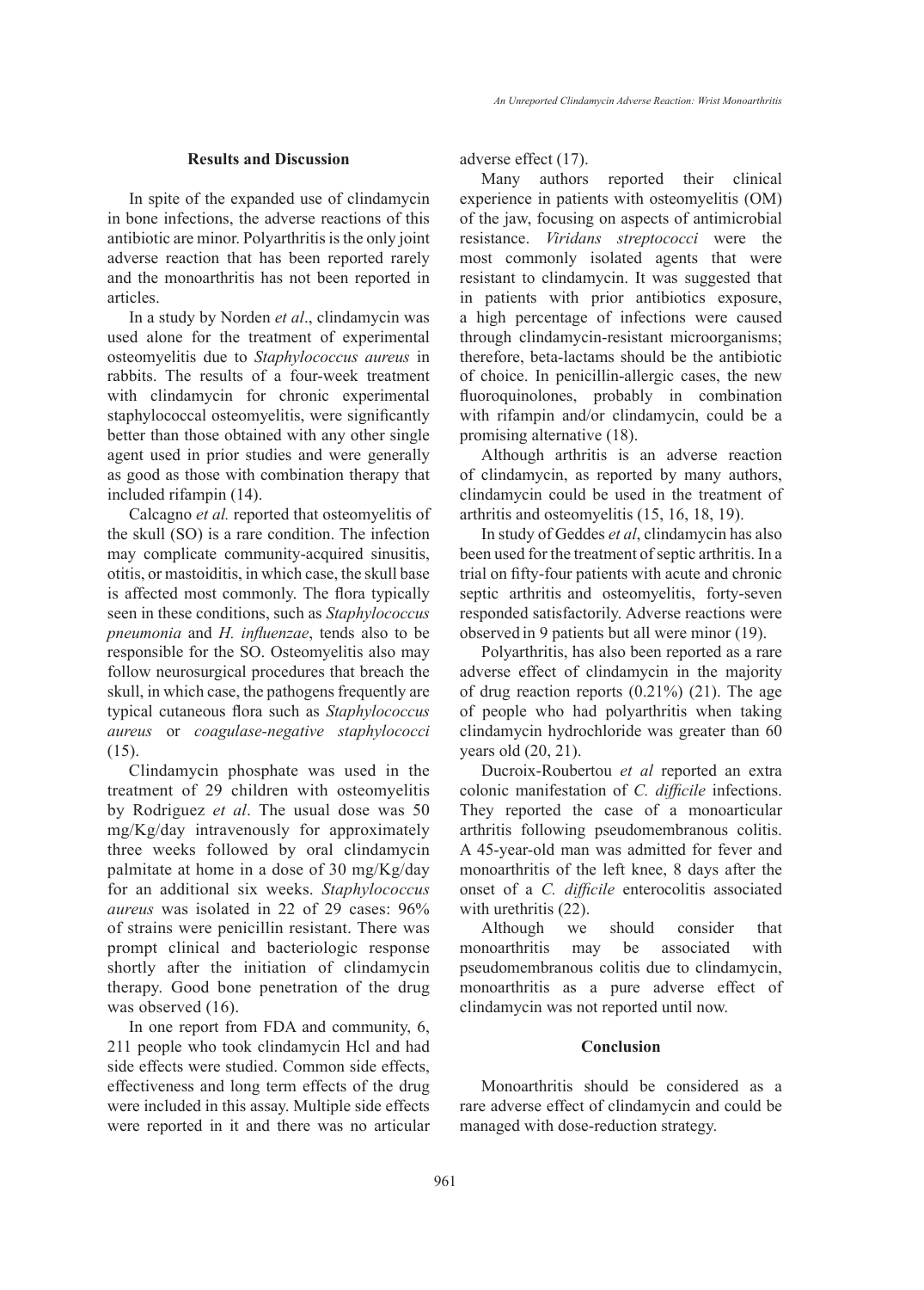## Results and Discussion

In spite of the expanded use of clindamycin in bone infections, the adverse reactions of this antibiotic are minor. Polyarthritis is the only joint adverse reaction that has been reported rarely and the monoarthritis has not been reported in articles.

In a study by Norden *et al*., clindamycin was used alone for the treatment of experimental osteomyelitis due to *Staphylococcus aureus* in rabbits. The results of a four-week treatment with clindamycin for chronic experimental staphylococcal osteomyelitis, were significantly better than those obtained with any other single agent used in prior studies and were generally as good as those with combination therapy that included rifampin (14).

Calcagno *et al.* reported that osteomyelitis of the skull (SO) is a rare condition. The infection may complicate community-acquired sinusitis, otitis, or mastoiditis, in which case, the skull base is affected most commonly. The flora typically seen in these conditions, such as *Staphylococcus pneumonia* and *H. influenzae*, tends also to be responsible for the SO. Osteomyelitis also may follow neurosurgical procedures that breach the skull, in which case, the pathogens frequently are typical cutaneous flora such as *Staphylococcus aureus* or *coagulase-negative staphylococci* (15).

Clindamycin phosphate was used in the treatment of 29 children with osteomyelitis by Rodriguez *et al*. The usual dose was 50 mg/Kg/day intravenously for approximately three weeks followed by oral clindamycin palmitate at home in a dose of 30 mg/Kg/day for an additional six weeks. *Staphylococcus aureus* was isolated in 22 of 29 cases: 96% of strains were penicillin resistant. There was prompt clinical and bacteriologic response shortly after the initiation of clindamycin therapy. Good bone penetration of the drug was observed (16).

In one report from FDA and community, 6, 211 people who took clindamycin Hcl and had side effects were studied. Common side effects, effectiveness and long term effects of the drug were included in this assay. Multiple side effects were reported in it and there was no articular adverse effect (17).

Many authors reported their clinical experience in patients with osteomyelitis (OM) of the jaw, focusing on aspects of antimicrobial resistance. *Viridans streptococci* were the most commonly isolated agents that were resistant to clindamycin. It was suggested that in patients with prior antibiotics exposure, a high percentage of infections were caused through clindamycin-resistant microorganisms; therefore, beta-lactams should be the antibiotic of choice. In penicillin-allergic cases, the new fluoroquinolones, probably in combination with rifampin and/or clindamycin, could be a promising alternative (18).

Although arthritis is an adverse reaction of clindamycin, as reported by many authors, clindamycin could be used in the treatment of arthritis and osteomyelitis (15, 16, 18, 19).

In study of Geddes *et al*, clindamycin has also been used for the treatment of septic arthritis. In a trial on fifty-four patients with acute and chronic septic arthritis and osteomyelitis, forty-seven responded satisfactorily. Adverse reactions were observed in 9 patients but all were minor (19).

Polyarthritis, has also been reported as a rare adverse effect of clindamycin in the majority of drug reaction reports (0.21%) (21). The age of people who had polyarthritis when taking clindamycin hydrochloride was greater than 60 years old (20, 21).

Ducroix-Roubertou *et al* reported an extra colonic manifestation of *C. difficile* infections. They reported the case of a monoarticular arthritis following pseudomembranous colitis. A 45-year-old man was admitted for fever and monoarthritis of the left knee, 8 days after the onset of a *C. difficile* enterocolitis associated with urethritis (22).

Although we should consider that monoarthritis may be associated with pseudomembranous colitis due to clindamycin, monoarthritis as a pure adverse effect of clindamycin was not reported until now.

## Conclusion

Monoarthritis should be considered as a rare adverse effect of clindamycin and could be managed with dose-reduction strategy.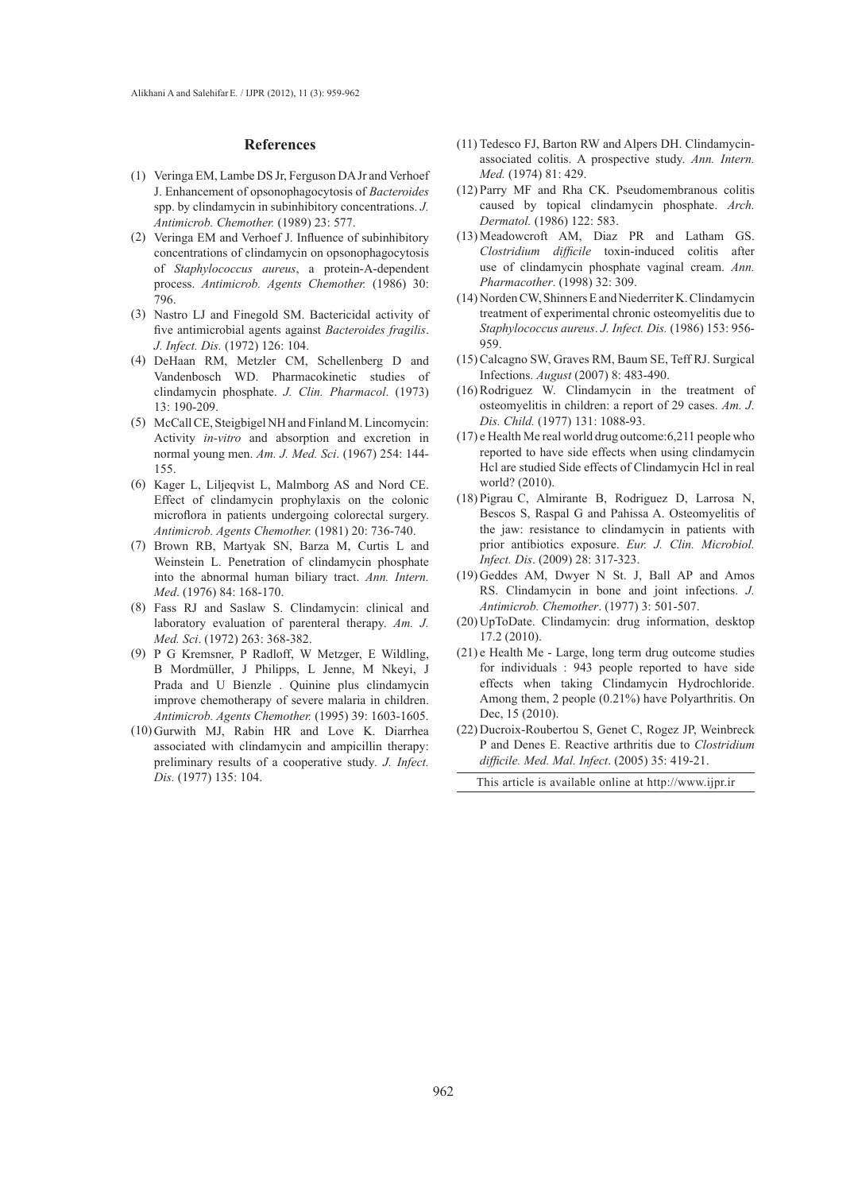## References

(1) Veringa EM, Lambe DS Jr, Ferguson DA Jr and Verhoef J. Enhancement of opsonophagocytosis of *Bacteroides* spp. by clindamycin in subinhibitory concentrations. *J. Antimicrob. Chemother.* (1989) 23: 577.

(2) Veringa EM and Verhoef J. Influence of subinhibitory concentrations of clindamycin on opsonophagocytosis of *Staphylococcus aureus*, a protein-A-dependent process. *Antimicrob. Agents Chemother.* (1986) 30: 796.

(3) Nastro LJ and Finegold SM. Bactericidal activity of five antimicrobial agents against *Bacteroides fragilis*. *J. Infect. Dis.* (1972) 126: 104.

(4) DeHaan RM, Metzler CM, Schellenberg D and Vandenbosch WD. Pharmacokinetic studies of clindamycin phosphate. *J. Clin. Pharmacol*. (1973) 13: 190-209.

(5) McCall CE, Steigbigel NH and Finland M. Lincomycin: Activity *in-vitro* and absorption and excretion in normal young men. *Am. J. Med. Sci*. (1967) 254: 144-155.

(6) Kager L, Liljeqvist L, Malmborg AS and Nord CE. Effect of clindamycin prophylaxis on the colonic microflora in patients undergoing colorectal surgery. *Antimicrob. Agents Chemother.* (1981) 20: 736-740.

(7) Brown RB, Martyak SN, Barza M, Curtis L and Weinstein L. Penetration of clindamycin phosphate into the abnormal human biliary tract. *Ann. Intern. Med*. (1976) 84: 168-170.

(8) Fass RJ and Saslaw S. Clindamycin: clinical and laboratory evaluation of parenteral therapy. *Am. J. Med. Sci*. (1972) 263: 368-382.

(9) P G Kremsner, P Radloff, W Metzger, E Wildling, B Mordmüller, J Philipps, L Jenne, M Nkeyi, J Prada and U Bienzle . Quinine plus clindamycin improve chemotherapy of severe malaria in children. *Antimicrob. Agents Chemother.* (1995) 39: 1603-1605.

(10) Gurwith MJ, Rabin HR and Love K. Diarrhea associated with clindamycin and ampicillin therapy: preliminary results of a cooperative study. *J. Infect. Dis.* (1977) 135: 104.

(11) Tedesco FJ, Barton RW and Alpers DH. Clindamycin-associated colitis. A prospective study. *Ann. Intern. Med.* (1974) 81: 429.

(12) Parry MF and Rha CK. Pseudomembranous colitis caused by topical clindamycin phosphate. *Arch. Dermatol.* (1986) 122: 583.

(13) Meadowcroft AM, Diaz PR and Latham GS. *Clostridium difficile* toxin-induced colitis after use of clindamycin phosphate vaginal cream. *Ann. Pharmacother*. (1998) 32: 309.

(14) Norden CW, Shinners E and Niederriter K. Clindamycin treatment of experimental chronic osteomyelitis due to *Staphylococcus aureus*. *J. Infect. Dis.* (1986) 153: 956-959.

(15) Calcagno SW, Graves RM, Baum SE, Teff RJ. Surgical Infections. *August* (2007) 8: 483-490.

(16) Rodriguez W. Clindamycin in the treatment of osteomyelitis in children: a report of 29 cases. *Am. J. Dis. Child.* (1977) 131: 1088-93.

(17) e Health Me real world drug outcome:6,211 people who reported to have side effects when using clindamycin Hcl are studied Side effects of Clindamycin Hcl in real world? (2010).

(18) Pigrau C, Almirante B, Rodriguez D, Larrosa N, Bescos S, Raspal G and Pahissa A. Osteomyelitis of the jaw: resistance to clindamycin in patients with prior antibiotics exposure. *Eur. J. Clin. Microbiol. Infect. Dis*. (2009) 28: 317-323.

(19) Geddes AM, Dwyer N St. J, Ball AP and Amos RS. Clindamycin in bone and joint infections. *J. Antimicrob. Chemother*. (1977) 3: 501-507.

(20) UpToDate. Clindamycin: drug information, desktop 17.2 (2010).

(21) e Health Me - Large, long term drug outcome studies for individuals : 943 people reported to have side effects when taking Clindamycin Hydrochloride. Among them, 2 people (0.21%) have Polyarthritis. On Dec, 15 (2010).

(22) Ducroix-Roubertou S, Genet C, Rogez JP, Weinbreck P and Denes E. Reactive arthritis due to *Clostridium difficile. Med. Mal. Infect*. (2005) 35: 419-21.

This article is available online at http://www.ijpr.ir